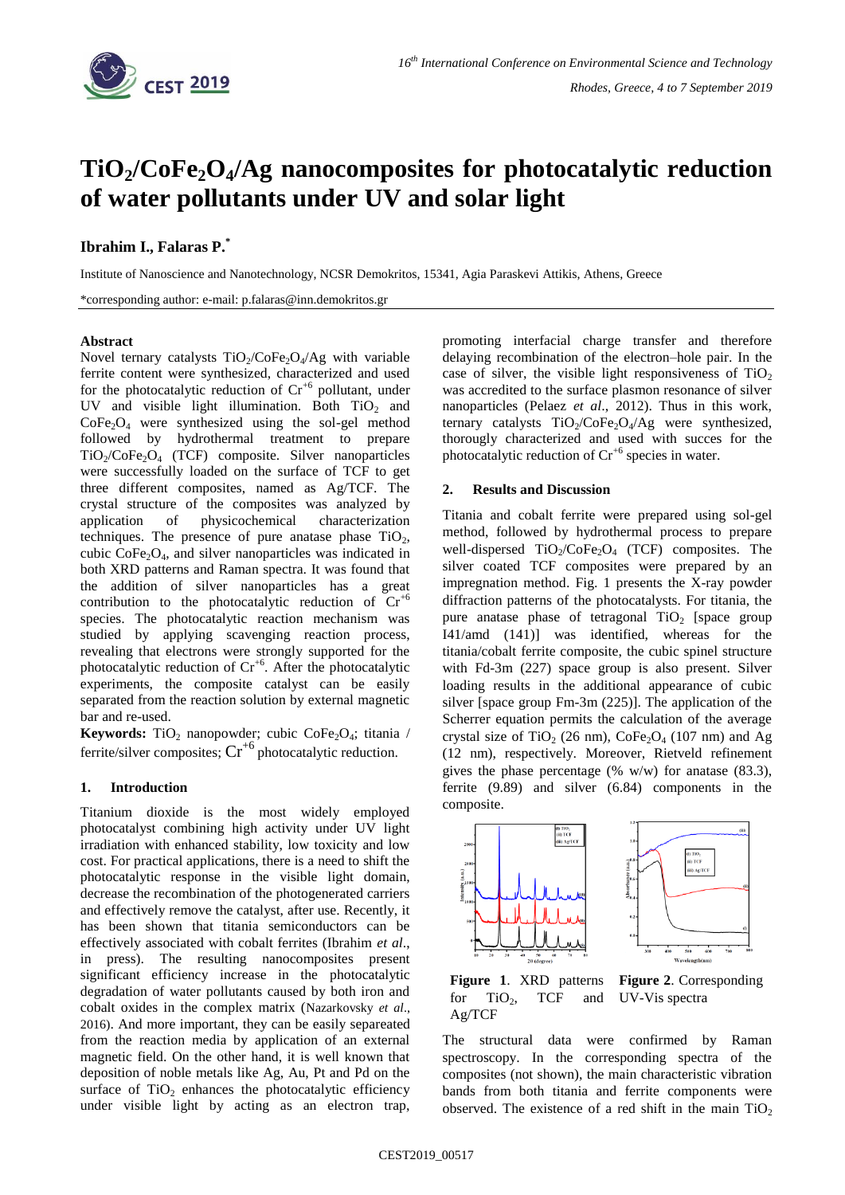# $TiO_2/CoFe_2O_4/Ag$ nanocomposites for photocatalytic reduction of water pollutants under UV and solar light

**Ibrahim I., Falaras P.***

Institute of Nanoscience and Nanotechnology, NCSR Demokritos, 15341, Agia Paraskevi Attikis, Athens, Greece

*corresponding author: e-mail: p.falaras@inn.demokritos.gr

## Abstract

Novel ternary catalysts $TiO_2/CoFe_2O_4/Ag$ with variable ferrite content were synthesized, characterized and used for the photocatalytic reduction of $Cr^{+6}$ pollutant, under UV and visible light illumination. Both $TiO_2$ and $CoFe_2O_4$ were synthesized using the sol-gel method followed by hydrothermal treatment to prepare $TiO_2/CoFe_2O_4$ (TCF) composite. Silver nanoparticles were successfully loaded on the surface of TCF to get three different composites, named as Ag/TCF. The crystal structure of the composites was analyzed by application of physicochemical characterization techniques. The presence of pure anatase phase $TiO_2$, cubic $CoFe_2O_4$, and silver nanoparticles was indicated in both XRD patterns and Raman spectra. It was found that the addition of silver nanoparticles has a great contribution to the photocatalytic reduction of $Cr^{+6}$ species. The photocatalytic reaction mechanism was studied by applying scavenging reaction process, revealing that electrons were strongly supported for the photocatalytic reduction of $Cr^{+6}$. After the photocatalytic experiments, the composite catalyst can be easily separated from the reaction solution by external magnetic bar and re-used.

**Keywords:** $TiO_2$ nanopowder; cubic $CoFe_2O_4$; titania / ferrite/silver composites; $Cr^{+6}$ photocatalytic reduction.

## 1. Introduction

Titanium dioxide is the most widely employed photocatalyst combining high activity under UV light irradiation with enhanced stability, low toxicity and low cost. For practical applications, there is a need to shift the photocatalytic response in the visible light domain, decrease the recombination of the photogenerated carriers and effectively remove the catalyst, after use. Recently, it has been shown that titania semiconductors can be effectively associated with cobalt ferrites (Ibrahim *et al.*, in press). The resulting nanocomposites present significant efficiency increase in the photocatalytic degradation of water pollutants caused by both iron and cobalt oxides in the complex matrix (Nazarkovsky *et al.*, 2016). And more important, they can be easily separeated from the reaction media by application of an external magnetic field. On the other hand, it is well known that deposition of noble metals like Ag, Au, Pt and Pd on the surface of $TiO_2$ enhances the photocatalytic efficiency under visible light by acting as an electron trap, promoting interfacial charge transfer and therefore delaying recombination of the electron–hole pair. In the case of silver, the visible light responsiveness of $TiO_2$ was accredited to the surface plasmon resonance of silver nanoparticles (Pelaez *et al*., 2012). Thus in this work, ternary catalysts $TiO_2/CoFe_2O_4/Ag$ were synthesized, thoroughly characterized and used with succes for the photocatalytic reduction of $Cr^{+6}$ species in water.

## 2. Results and Discussion

Titania and cobalt ferrite were prepared using sol-gel method, followed by hydrothermal process to prepare well-dispersed $TiO_2/CoFe_2O_4$ (TCF) composites. The silver coated TCF composites were prepared by an impregnation method. Fig. 1 presents the X-ray powder diffraction patterns of the photocatalysts. For titania, the pure anatase phase of tetragonal $TiO_2$ [space group I41/amd (141)] was identified, whereas for the titania/cobalt ferrite composite, the cubic spinel structure with Fd-3m (227) space group is also present. Silver loading results in the additional appearance of cubic silver [space group Fm-3m (225)]. The application of the Scherrer equation permits the calculation of the average crystal size of $TiO_2$ (26 nm), $CoFe_2O_4$ (107 nm) and Ag (12 nm), respectively. Moreover, Rietveld refinement gives the phase percentage (% w/w) for anatase (83.3), ferrite (9.89) and silver (6.84) components in the composite.

**Figure 1**. XRD patterns for $TiO_2$, TCF and Ag/TCF

**Figure 2**. Corresponding UV-Vis spectra

The structural data were confirmed by Raman spectroscopy. In the corresponding spectra of the composites (not shown), the main characteristic vibration bands from both titania and ferrite components were observed. The existence of a red shift in the main $TiO_2$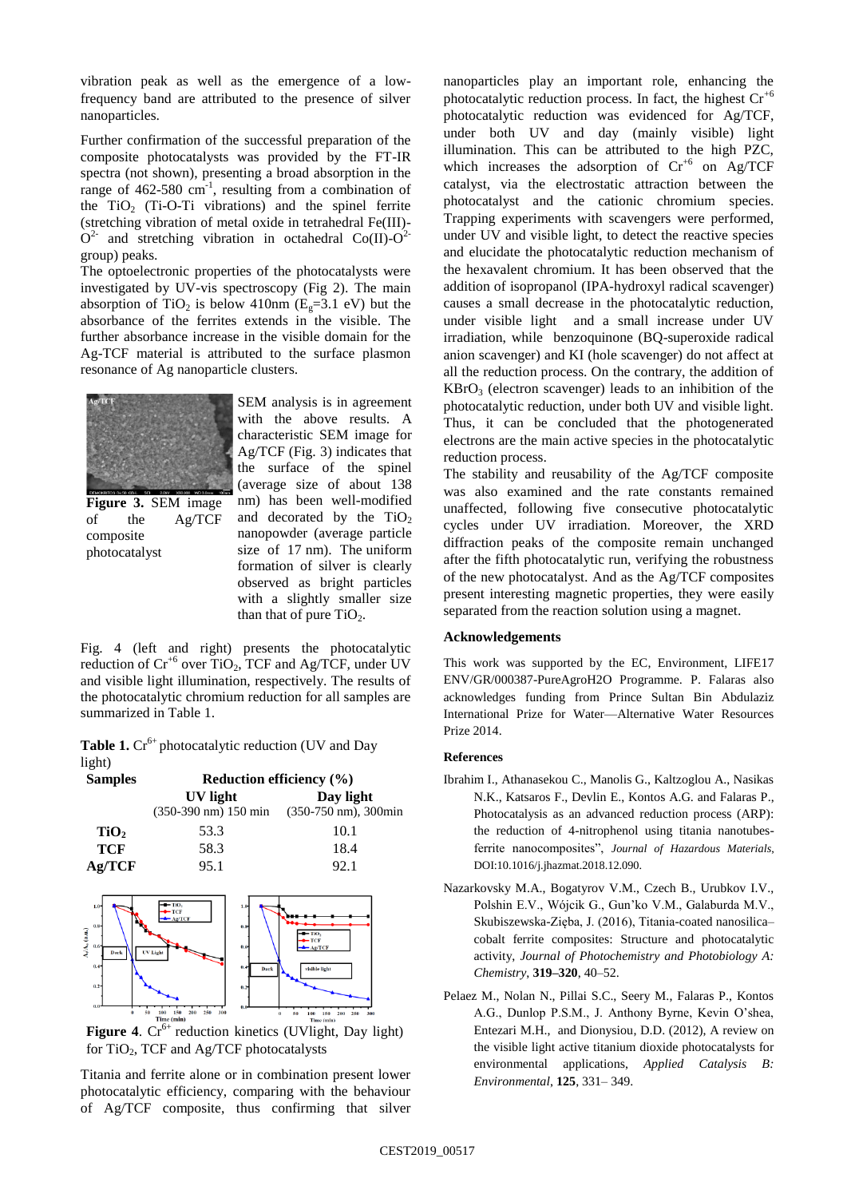vibration peak as well as the emergence of a low-frequency band are attributed to the presence of silver nanoparticles.

Further confirmation of the successful preparation of the composite photocatalysts was provided by the FT-IR spectra (not shown), presenting a broad absorption in the range of 462-580 $cm^{-1}$, resulting from a combination of the $TiO_2$ (Ti-O-Ti vibrations) and the spinel ferrite (stretching vibration of metal oxide in tetrahedral Fe(III)-$O^{2-}$ and stretching vibration in octahedral Co(II)-$O^{2-}$ group) peaks.

The optoelectronic properties of the photocatalysts were investigated by UV-vis spectroscopy (Fig 2). The main absorption of $TiO_2$ is below 410nm ($E_g$=3.1 eV) but the absorbance of the ferrites extends in the visible. The further absorbance increase in the visible domain for the Ag-TCF material is attributed to the surface plasmon resonance of Ag nanoparticle clusters.

Ag/TCF

**Figure 3.** SEM image of the Ag/TCF composite photocatalyst

SEM analysis is in agreement with the above results. A characteristic SEM image for Ag/TCF (Fig. 3) indicates that the surface of the spinel (average size of about 138 nm) has been well-modified and decorated by the $TiO_2$ nanopowder (average particle size of 17 nm). The uniform formation of silver is clearly observed as bright particles with a slightly smaller size than that of pure $TiO_2$.

Fig. 4 (left and right) presents the photocatalytic reduction of $Cr^{+6}$ over $TiO_2$, TCF and Ag/TCF, under UV and visible light illumination, respectively. The results of the photocatalytic chromium reduction for all samples are summarized in Table 1.

**Table 1.** $Cr^{6+}$ photocatalytic reduction (UV and Day light)

| Samples | Reduction efficiency (%) | |
|---|---|---|
| | UV light (350-390 nm) 150 min | Day light (350-750 nm), 300min |
| $TiO_2$ | 53.3 | 10.1 |
| TCF | 58.3 | 18.4 |
| Ag/TCF | 95.1 | 92.1 |

TiO2
TCF
Ag/TCF
Dark
UV Light
A/A₀ (a.u.)
Time (min)

TiO2
TCF
Ag/TCF
Dark
visible light
Time (min)

**Figure 4**. $Cr^{6+}$ reduction kinetics (UVlight, Day light) for $TiO_2$, TCF and Ag/TCF photocatalysts

Titania and ferrite alone or in combination present lower photocatalytic efficiency, comparing with the behaviour of Ag/TCF composite, thus confirming that silver nanoparticles play an important role, enhancing the photocatalytic reduction process. In fact, the highest $Cr^{+6}$ photocatalytic reduction was evidenced for Ag/TCF, under both UV and day (mainly visible) light illumination. This can be attributed to the high PZC, which increases the adsorption of $Cr^{+6}$ on Ag/TCF catalyst, via the electrostatic attraction between the photocatalyst and the cationic chromium species. Trapping experiments with scavengers were performed, under UV and visible light, to detect the reactive species and elucidate the photocatalytic reduction mechanism of the hexavalent chromium. It has been observed that the addition of isopropanol (IPA-hydroxyl radical scavenger) causes a small decrease in the photocatalytic reduction, under visible light and a small increase under UV irradiation, while benzoquinone (BQ-superoxide radical anion scavenger) and KI (hole scavenger) do not affect at all the reduction process. On the contrary, the addition of $KBrO_3$ (electron scavenger) leads to an inhibition of the photocatalytic reduction, under both UV and visible light. Thus, it can be concluded that the photogenerated electrons are the main active species in the photocatalytic reduction process.

The stability and reusability of the Ag/TCF composite was also examined and the rate constants remained unaffected, following five consecutive photocatalytic cycles under UV irradiation. Moreover, the XRD diffraction peaks of the composite remain unchanged after the fifth photocatalytic run, verifying the robustness of the new photocatalyst. And as the Ag/TCF composites present interesting magnetic properties, they were easily separated from the reaction solution using a magnet.

## Acknowledgements

This work was supported by the EC, Environment, LIFE17 ENV/GR/000387-PureAgroH2O Programme. P. Falaras also acknowledges funding from Prince Sultan Bin Abdulaziz International Prize for Water—Alternative Water Resources Prize 2014.

## References

Ibrahim I., Athanasekou C., Manolis G., Kaltzoglou A., Nasikas N.K., Katsaros F., Devlin E., Kontos A.G. and Falaras P., Photocatalysis as an advanced reduction process (ARP): the reduction of 4-nitrophenol using titania nanotubes-ferrite nanocomposites", *Journal of Hazardous Materials*, DOI:10.1016/j.jhazmat.2018.12.090.

Nazarkovsky M.A., Bogatyrov V.M., Czech B., Urubkov I.V., Polshin E.V., Wójcik G., Gun'ko V.M., Galaburda M.V., Skubiszewska-Zięba, J. (2016), Titania-coated nanosilica–cobalt ferrite composites: Structure and photocatalytic activity, *Journal of Photochemistry and Photobiology A: Chemistry*, **319–320**, 40–52.

Pelaez M., Nolan N., Pillai S.C., Seery M., Falaras P., Kontos A.G., Dunlop P.S.M., J. Anthony Byrne, Kevin O'shea, Entezari M.H., and Dionysiou, D.D. (2012), A review on the visible light active titanium dioxide photocatalysts for environmental applications, *Applied Catalysis B: Environmental*, **125**, 331– 349.